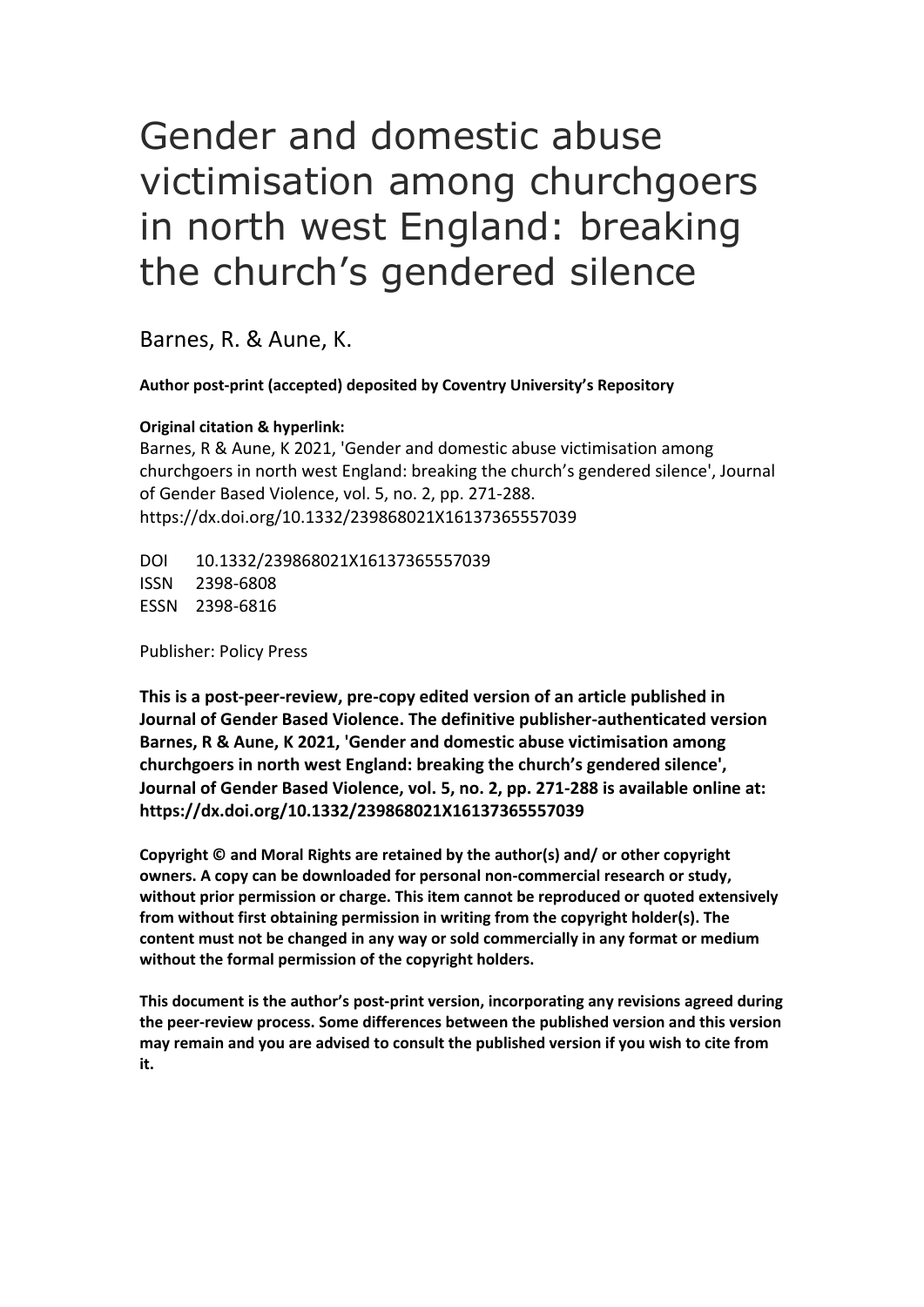# Gender and domestic abuse victimisation among churchgoers in north west England: breaking the church's gendered silence

Barnes, R. & Aune, K.

**Author post-print (accepted) deposited by Coventry University's Repository**

**Original citation & hyperlink:**

Barnes, R & Aune, K 2021, 'Gender and domestic abuse victimisation among churchgoers in north west England: breaking the church's gendered silence', Journal of Gender Based Violence, vol. 5, no. 2, pp. 271-288.
https://dx.doi.org/10.1332/239868021X16137365557039

DOI 10.1332/239868021X16137365557039
ISSN 2398-6808
ESSN 2398-6816

Publisher: Policy Press

**This is a post-peer-review, pre-copy edited version of an article published in Journal of Gender Based Violence. The definitive publisher-authenticated version Barnes, R & Aune, K 2021, 'Gender and domestic abuse victimisation among churchgoers in north west England: breaking the church's gendered silence', Journal of Gender Based Violence, vol. 5, no. 2, pp. 271-288 is available online at: https://dx.doi.org/10.1332/239868021X16137365557039**

**Copyright © and Moral Rights are retained by the author(s) and/ or other copyright owners. A copy can be downloaded for personal non-commercial research or study, without prior permission or charge. This item cannot be reproduced or quoted extensively from without first obtaining permission in writing from the copyright holder(s). The content must not be changed in any way or sold commercially in any format or medium without the formal permission of the copyright holders.**

**This document is the author's post-print version, incorporating any revisions agreed during the peer-review process. Some differences between the published version and this version may remain and you are advised to consult the published version if you wish to cite from it.**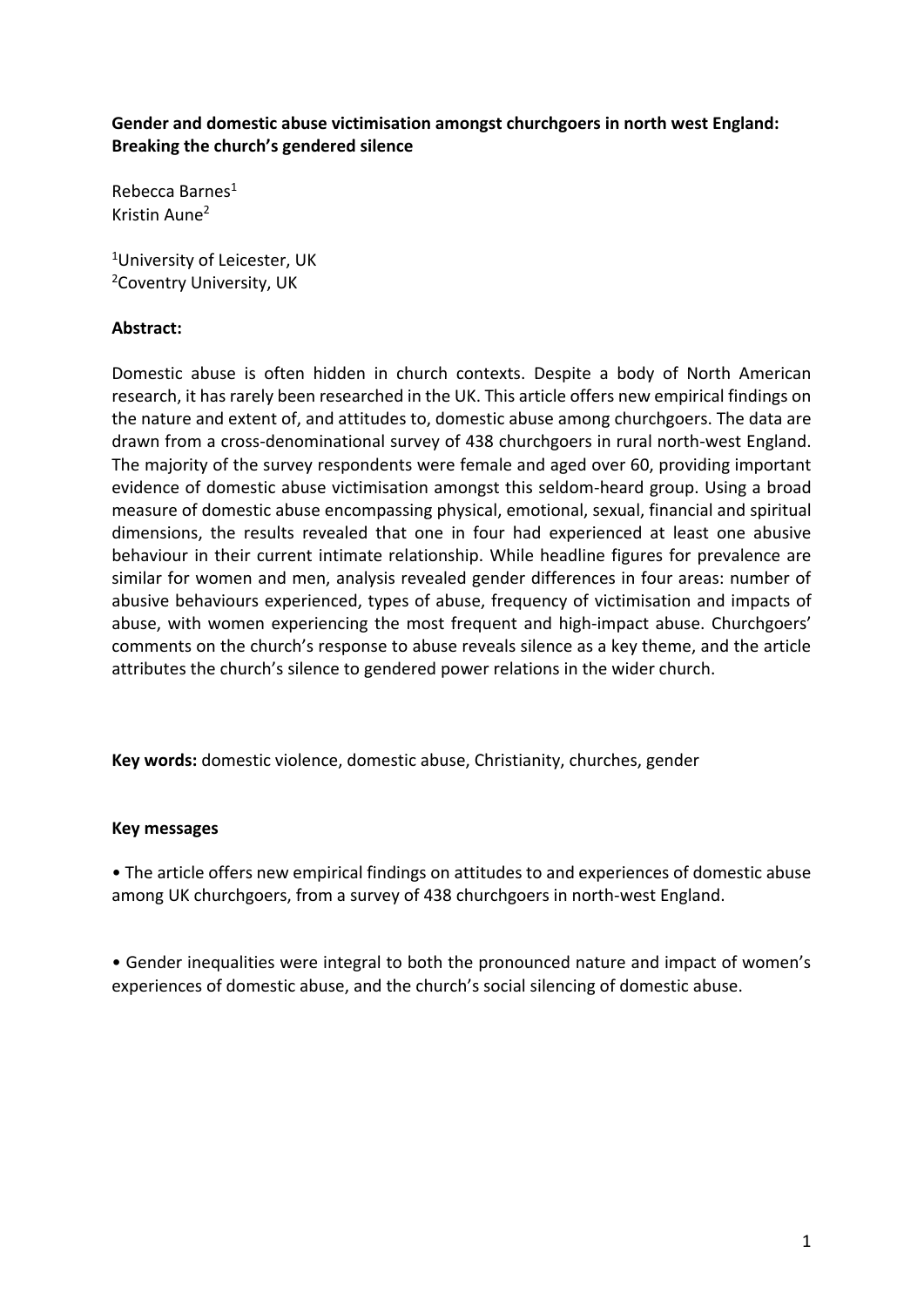**Gender and domestic abuse victimisation amongst churchgoers in north west England: Breaking the church's gendered silence**

Rebecca Barnes[1]
Kristin Aune[2]

[1]University of Leicester, UK
[2]Coventry University, UK

**Abstract:**

Domestic abuse is often hidden in church contexts. Despite a body of North American research, it has rarely been researched in the UK. This article offers new empirical findings on the nature and extent of, and attitudes to, domestic abuse among churchgoers. The data are drawn from a cross-denominational survey of 438 churchgoers in rural north-west England. The majority of the survey respondents were female and aged over 60, providing important evidence of domestic abuse victimisation amongst this seldom-heard group. Using a broad measure of domestic abuse encompassing physical, emotional, sexual, financial and spiritual dimensions, the results revealed that one in four had experienced at least one abusive behaviour in their current intimate relationship. While headline figures for prevalence are similar for women and men, analysis revealed gender differences in four areas: number of abusive behaviours experienced, types of abuse, frequency of victimisation and impacts of abuse, with women experiencing the most frequent and high-impact abuse. Churchgoers' comments on the church's response to abuse reveals silence as a key theme, and the article attributes the church's silence to gendered power relations in the wider church.

**Key words:** domestic violence, domestic abuse, Christianity, churches, gender

**Key messages**

• The article offers new empirical findings on attitudes to and experiences of domestic abuse among UK churchgoers, from a survey of 438 churchgoers in north-west England.

• Gender inequalities were integral to both the pronounced nature and impact of women's experiences of domestic abuse, and the church's social silencing of domestic abuse.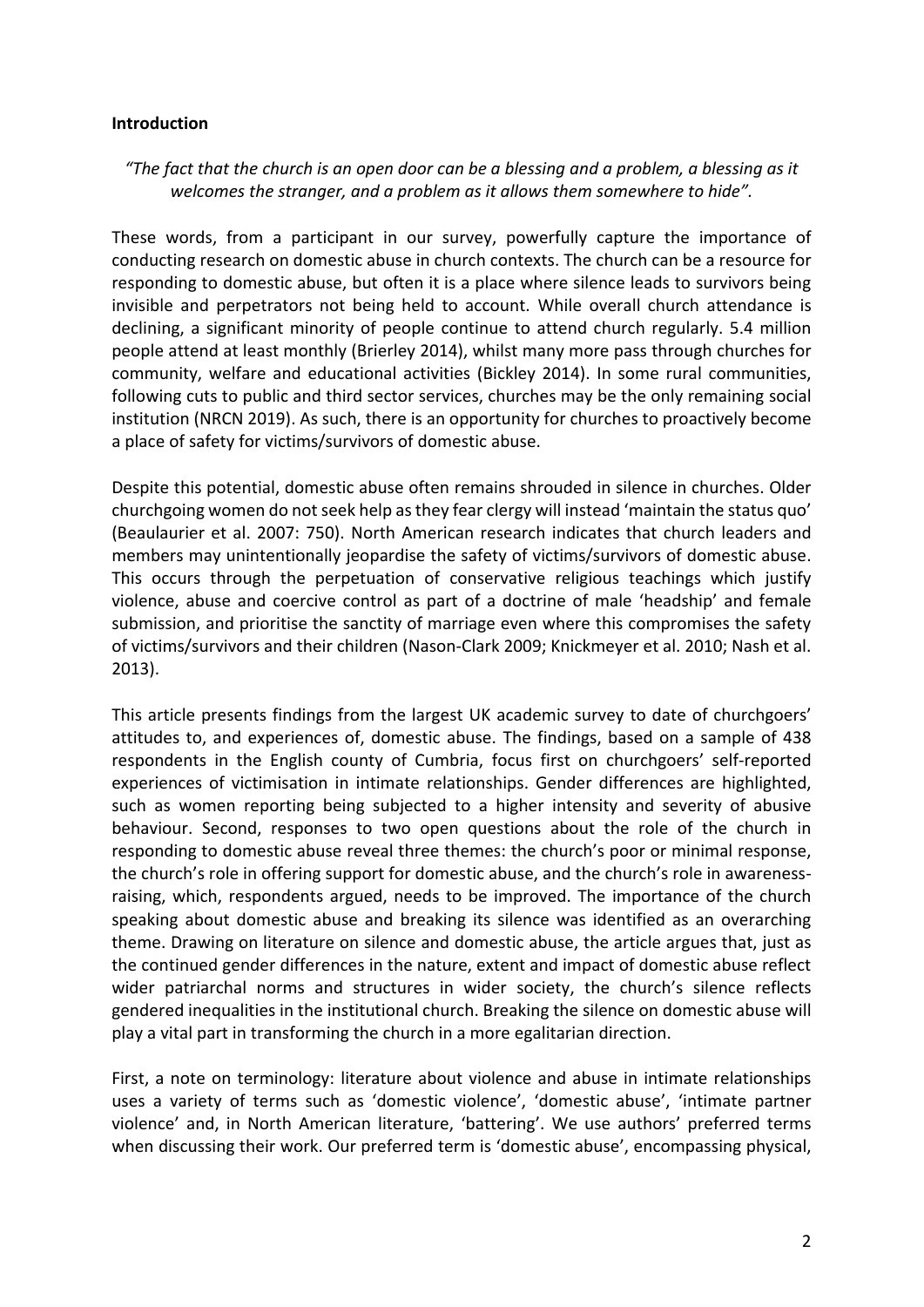**Introduction**

*"The fact that the church is an open door can be a blessing and a problem, a blessing as it welcomes the stranger, and a problem as it allows them somewhere to hide"*.

These words, from a participant in our survey, powerfully capture the importance of conducting research on domestic abuse in church contexts. The church can be a resource for responding to domestic abuse, but often it is a place where silence leads to survivors being invisible and perpetrators not being held to account. While overall church attendance is declining, a significant minority of people continue to attend church regularly. 5.4 million people attend at least monthly (Brierley 2014), whilst many more pass through churches for community, welfare and educational activities (Bickley 2014). In some rural communities, following cuts to public and third sector services, churches may be the only remaining social institution (NRCN 2019). As such, there is an opportunity for churches to proactively become a place of safety for victims/survivors of domestic abuse.

Despite this potential, domestic abuse often remains shrouded in silence in churches. Older churchgoing women do not seek help as they fear clergy will instead 'maintain the status quo' (Beaulaurier et al. 2007: 750). North American research indicates that church leaders and members may unintentionally jeopardise the safety of victims/survivors of domestic abuse. This occurs through the perpetuation of conservative religious teachings which justify violence, abuse and coercive control as part of a doctrine of male 'headship' and female submission, and prioritise the sanctity of marriage even where this compromises the safety of victims/survivors and their children (Nason-Clark 2009; Knickmeyer et al. 2010; Nash et al. 2013).

This article presents findings from the largest UK academic survey to date of churchgoers' attitudes to, and experiences of, domestic abuse. The findings, based on a sample of 438 respondents in the English county of Cumbria, focus first on churchgoers' self-reported experiences of victimisation in intimate relationships. Gender differences are highlighted, such as women reporting being subjected to a higher intensity and severity of abusive behaviour. Second, responses to two open questions about the role of the church in responding to domestic abuse reveal three themes: the church's poor or minimal response, the church's role in offering support for domestic abuse, and the church's role in awareness-raising, which, respondents argued, needs to be improved. The importance of the church speaking about domestic abuse and breaking its silence was identified as an overarching theme. Drawing on literature on silence and domestic abuse, the article argues that, just as the continued gender differences in the nature, extent and impact of domestic abuse reflect wider patriarchal norms and structures in wider society, the church's silence reflects gendered inequalities in the institutional church. Breaking the silence on domestic abuse will play a vital part in transforming the church in a more egalitarian direction.

First, a note on terminology: literature about violence and abuse in intimate relationships uses a variety of terms such as 'domestic violence', 'domestic abuse', 'intimate partner violence' and, in North American literature, 'battering'. We use authors' preferred terms when discussing their work. Our preferred term is 'domestic abuse', encompassing physical,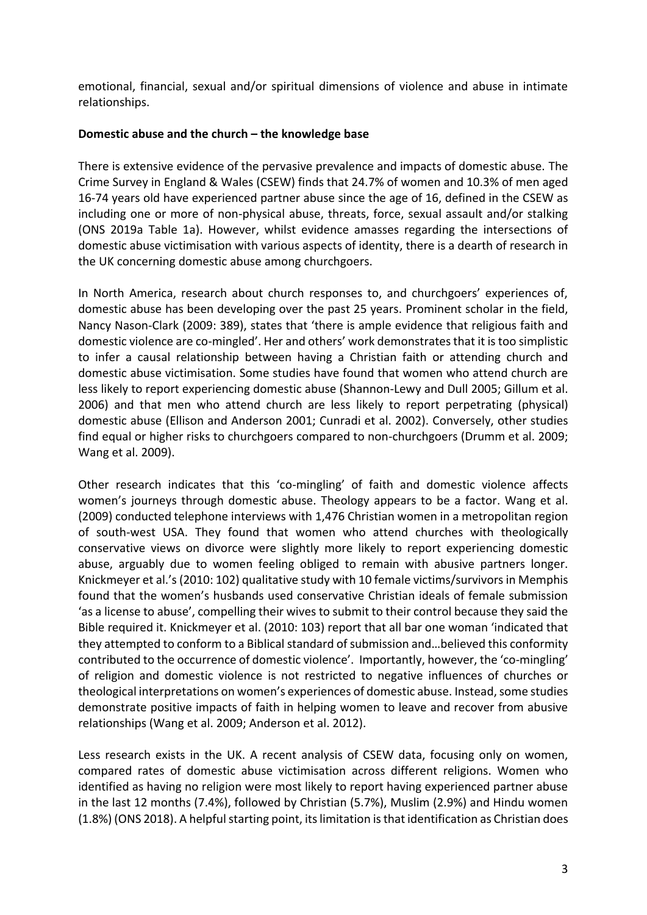emotional, financial, sexual and/or spiritual dimensions of violence and abuse in intimate relationships.

**Domestic abuse and the church – the knowledge base**

There is extensive evidence of the pervasive prevalence and impacts of domestic abuse. The Crime Survey in England & Wales (CSEW) finds that 24.7% of women and 10.3% of men aged 16-74 years old have experienced partner abuse since the age of 16, defined in the CSEW as including one or more of non-physical abuse, threats, force, sexual assault and/or stalking (ONS 2019a Table 1a). However, whilst evidence amasses regarding the intersections of domestic abuse victimisation with various aspects of identity, there is a dearth of research in the UK concerning domestic abuse among churchgoers.

In North America, research about church responses to, and churchgoers' experiences of, domestic abuse has been developing over the past 25 years. Prominent scholar in the field, Nancy Nason-Clark (2009: 389), states that 'there is ample evidence that religious faith and domestic violence are co-mingled'. Her and others' work demonstrates that it is too simplistic to infer a causal relationship between having a Christian faith or attending church and domestic abuse victimisation. Some studies have found that women who attend church are less likely to report experiencing domestic abuse (Shannon-Lewy and Dull 2005; Gillum et al. 2006) and that men who attend church are less likely to report perpetrating (physical) domestic abuse (Ellison and Anderson 2001; Cunradi et al. 2002). Conversely, other studies find equal or higher risks to churchgoers compared to non-churchgoers (Drumm et al. 2009; Wang et al. 2009).

Other research indicates that this 'co-mingling' of faith and domestic violence affects women's journeys through domestic abuse. Theology appears to be a factor. Wang et al. (2009) conducted telephone interviews with 1,476 Christian women in a metropolitan region of south-west USA. They found that women who attend churches with theologically conservative views on divorce were slightly more likely to report experiencing domestic abuse, arguably due to women feeling obliged to remain with abusive partners longer. Knickmeyer et al.'s (2010: 102) qualitative study with 10 female victims/survivors in Memphis found that the women's husbands used conservative Christian ideals of female submission 'as a license to abuse', compelling their wives to submit to their control because they said the Bible required it. Knickmeyer et al. (2010: 103) report that all bar one woman 'indicated that they attempted to conform to a Biblical standard of submission and…believed this conformity contributed to the occurrence of domestic violence'. Importantly, however, the 'co-mingling' of religion and domestic violence is not restricted to negative influences of churches or theological interpretations on women's experiences of domestic abuse. Instead, some studies demonstrate positive impacts of faith in helping women to leave and recover from abusive relationships (Wang et al. 2009; Anderson et al. 2012).

Less research exists in the UK. A recent analysis of CSEW data, focusing only on women, compared rates of domestic abuse victimisation across different religions. Women who identified as having no religion were most likely to report having experienced partner abuse in the last 12 months (7.4%), followed by Christian (5.7%), Muslim (2.9%) and Hindu women (1.8%) (ONS 2018). A helpful starting point, its limitation is that identification as Christian does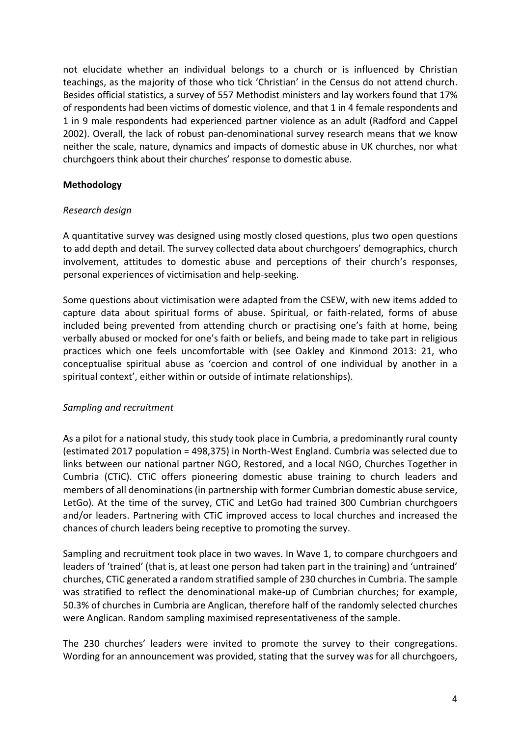not elucidate whether an individual belongs to a church or is influenced by Christian teachings, as the majority of those who tick 'Christian' in the Census do not attend church. Besides official statistics, a survey of 557 Methodist ministers and lay workers found that 17% of respondents had been victims of domestic violence, and that 1 in 4 female respondents and 1 in 9 male respondents had experienced partner violence as an adult (Radford and Cappel 2002). Overall, the lack of robust pan-denominational survey research means that we know neither the scale, nature, dynamics and impacts of domestic abuse in UK churches, nor what churchgoers think about their churches' response to domestic abuse.

## Methodology

### *Research design*

A quantitative survey was designed using mostly closed questions, plus two open questions to add depth and detail. The survey collected data about churchgoers' demographics, church involvement, attitudes to domestic abuse and perceptions of their church's responses, personal experiences of victimisation and help-seeking.

Some questions about victimisation were adapted from the CSEW, with new items added to capture data about spiritual forms of abuse. Spiritual, or faith-related, forms of abuse included being prevented from attending church or practising one's faith at home, being verbally abused or mocked for one's faith or beliefs, and being made to take part in religious practices which one feels uncomfortable with (see Oakley and Kinmond 2013: 21, who conceptualise spiritual abuse as 'coercion and control of one individual by another in a spiritual context', either within or outside of intimate relationships).

### *Sampling and recruitment*

As a pilot for a national study, this study took place in Cumbria, a predominantly rural county (estimated 2017 population = 498,375) in North-West England. Cumbria was selected due to links between our national partner NGO, Restored, and a local NGO, Churches Together in Cumbria (CTiC). CTiC offers pioneering domestic abuse training to church leaders and members of all denominations (in partnership with former Cumbrian domestic abuse service, LetGo). At the time of the survey, CTiC and LetGo had trained 300 Cumbrian churchgoers and/or leaders. Partnering with CTiC improved access to local churches and increased the chances of church leaders being receptive to promoting the survey.

Sampling and recruitment took place in two waves. In Wave 1, to compare churchgoers and leaders of 'trained' (that is, at least one person had taken part in the training) and 'untrained' churches, CTiC generated a random stratified sample of 230 churches in Cumbria. The sample was stratified to reflect the denominational make-up of Cumbrian churches; for example, 50.3% of churches in Cumbria are Anglican, therefore half of the randomly selected churches were Anglican. Random sampling maximised representativeness of the sample.

The 230 churches' leaders were invited to promote the survey to their congregations. Wording for an announcement was provided, stating that the survey was for all churchgoers,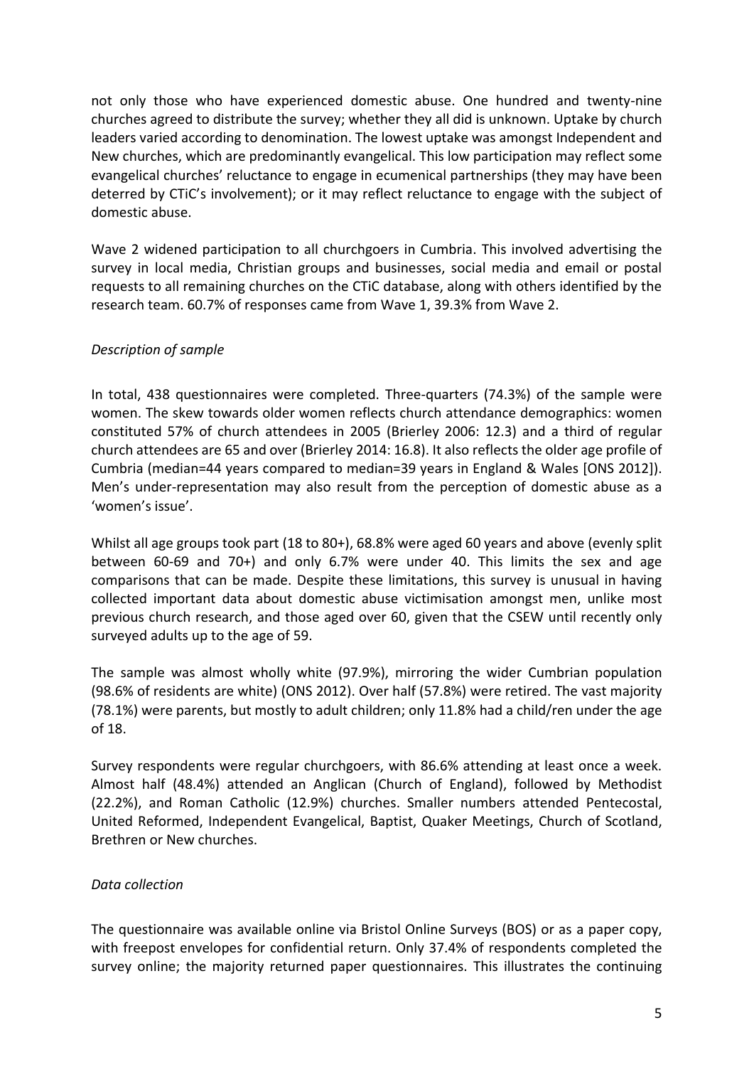not only those who have experienced domestic abuse. One hundred and twenty-nine churches agreed to distribute the survey; whether they all did is unknown. Uptake by church leaders varied according to denomination. The lowest uptake was amongst Independent and New churches, which are predominantly evangelical. This low participation may reflect some evangelical churches' reluctance to engage in ecumenical partnerships (they may have been deterred by CTiC's involvement); or it may reflect reluctance to engage with the subject of domestic abuse.

Wave 2 widened participation to all churchgoers in Cumbria. This involved advertising the survey in local media, Christian groups and businesses, social media and email or postal requests to all remaining churches on the CTiC database, along with others identified by the research team. 60.7% of responses came from Wave 1, 39.3% from Wave 2.

*Description of sample*

In total, 438 questionnaires were completed. Three-quarters (74.3%) of the sample were women. The skew towards older women reflects church attendance demographics: women constituted 57% of church attendees in 2005 (Brierley 2006: 12.3) and a third of regular church attendees are 65 and over (Brierley 2014: 16.8). It also reflects the older age profile of Cumbria (median=44 years compared to median=39 years in England & Wales [ONS 2012]). Men's under-representation may also result from the perception of domestic abuse as a 'women's issue'.

Whilst all age groups took part (18 to 80+), 68.8% were aged 60 years and above (evenly split between 60-69 and 70+) and only 6.7% were under 40. This limits the sex and age comparisons that can be made. Despite these limitations, this survey is unusual in having collected important data about domestic abuse victimisation amongst men, unlike most previous church research, and those aged over 60, given that the CSEW until recently only surveyed adults up to the age of 59.

The sample was almost wholly white (97.9%), mirroring the wider Cumbrian population (98.6% of residents are white) (ONS 2012). Over half (57.8%) were retired. The vast majority (78.1%) were parents, but mostly to adult children; only 11.8% had a child/ren under the age of 18.

Survey respondents were regular churchgoers, with 86.6% attending at least once a week. Almost half (48.4%) attended an Anglican (Church of England), followed by Methodist (22.2%), and Roman Catholic (12.9%) churches. Smaller numbers attended Pentecostal, United Reformed, Independent Evangelical, Baptist, Quaker Meetings, Church of Scotland, Brethren or New churches.

*Data collection*

The questionnaire was available online via Bristol Online Surveys (BOS) or as a paper copy, with freepost envelopes for confidential return. Only 37.4% of respondents completed the survey online; the majority returned paper questionnaires. This illustrates the continuing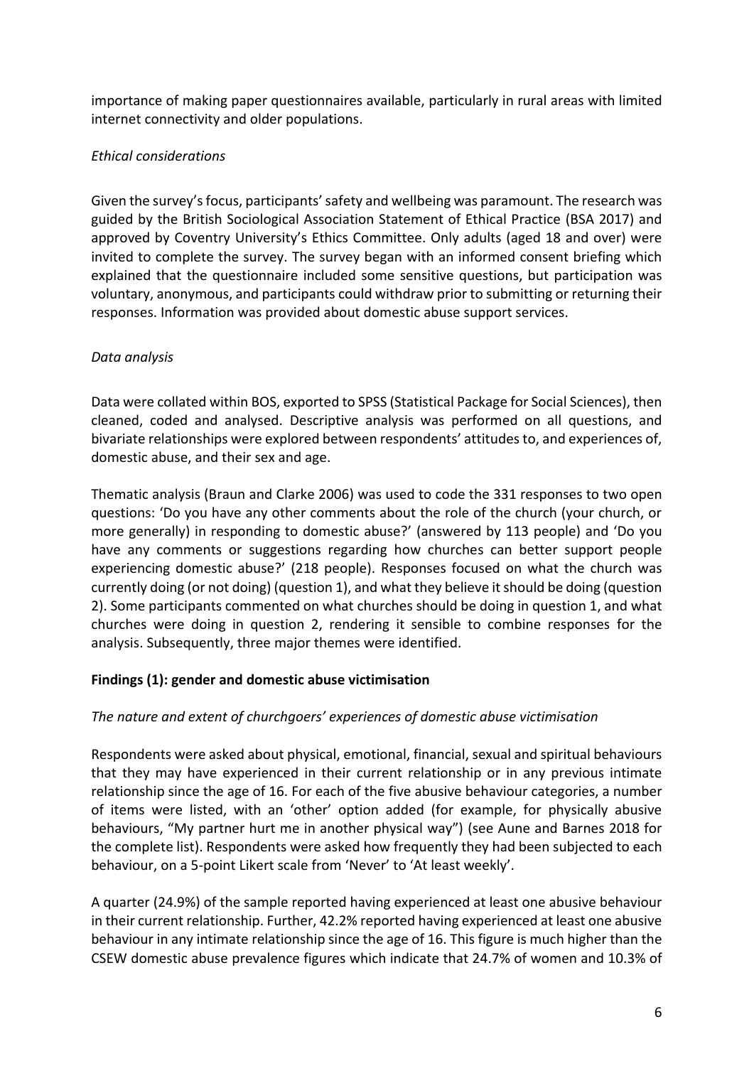importance of making paper questionnaires available, particularly in rural areas with limited internet connectivity and older populations.

*Ethical considerations*

Given the survey's focus, participants' safety and wellbeing was paramount. The research was guided by the British Sociological Association Statement of Ethical Practice (BSA 2017) and approved by Coventry University's Ethics Committee. Only adults (aged 18 and over) were invited to complete the survey. The survey began with an informed consent briefing which explained that the questionnaire included some sensitive questions, but participation was voluntary, anonymous, and participants could withdraw prior to submitting or returning their responses. Information was provided about domestic abuse support services.

*Data analysis*

Data were collated within BOS, exported to SPSS (Statistical Package for Social Sciences), then cleaned, coded and analysed. Descriptive analysis was performed on all questions, and bivariate relationships were explored between respondents' attitudes to, and experiences of, domestic abuse, and their sex and age.

Thematic analysis (Braun and Clarke 2006) was used to code the 331 responses to two open questions: 'Do you have any other comments about the role of the church (your church, or more generally) in responding to domestic abuse?' (answered by 113 people) and 'Do you have any comments or suggestions regarding how churches can better support people experiencing domestic abuse?' (218 people). Responses focused on what the church was currently doing (or not doing) (question 1), and what they believe it should be doing (question 2). Some participants commented on what churches should be doing in question 1, and what churches were doing in question 2, rendering it sensible to combine responses for the analysis. Subsequently, three major themes were identified.

**Findings (1): gender and domestic abuse victimisation**

*The nature and extent of churchgoers' experiences of domestic abuse victimisation*

Respondents were asked about physical, emotional, financial, sexual and spiritual behaviours that they may have experienced in their current relationship or in any previous intimate relationship since the age of 16. For each of the five abusive behaviour categories, a number of items were listed, with an 'other' option added (for example, for physically abusive behaviours, "My partner hurt me in another physical way") (see Aune and Barnes 2018 for the complete list). Respondents were asked how frequently they had been subjected to each behaviour, on a 5-point Likert scale from 'Never' to 'At least weekly'.

A quarter (24.9%) of the sample reported having experienced at least one abusive behaviour in their current relationship. Further, 42.2% reported having experienced at least one abusive behaviour in any intimate relationship since the age of 16. This figure is much higher than the CSEW domestic abuse prevalence figures which indicate that 24.7% of women and 10.3% of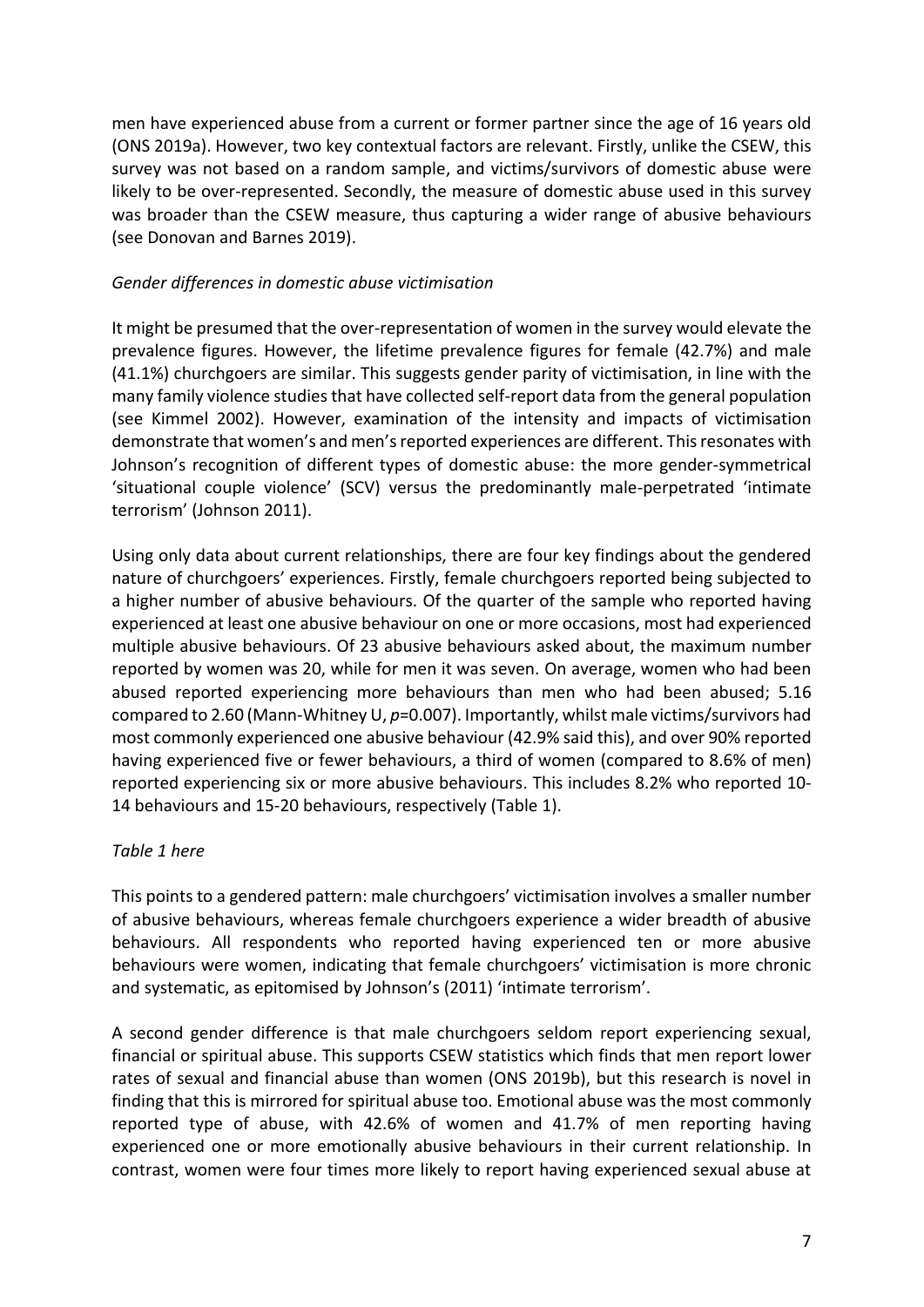men have experienced abuse from a current or former partner since the age of 16 years old (ONS 2019a). However, two key contextual factors are relevant. Firstly, unlike the CSEW, this survey was not based on a random sample, and victims/survivors of domestic abuse were likely to be over-represented. Secondly, the measure of domestic abuse used in this survey was broader than the CSEW measure, thus capturing a wider range of abusive behaviours (see Donovan and Barnes 2019).

*Gender differences in domestic abuse victimisation*

It might be presumed that the over-representation of women in the survey would elevate the prevalence figures. However, the lifetime prevalence figures for female (42.7%) and male (41.1%) churchgoers are similar. This suggests gender parity of victimisation, in line with the many family violence studies that have collected self-report data from the general population (see Kimmel 2002). However, examination of the intensity and impacts of victimisation demonstrate that women's and men's reported experiences are different. This resonates with Johnson's recognition of different types of domestic abuse: the more gender-symmetrical 'situational couple violence' (SCV) versus the predominantly male-perpetrated 'intimate terrorism' (Johnson 2011).

Using only data about current relationships, there are four key findings about the gendered nature of churchgoers' experiences. Firstly, female churchgoers reported being subjected to a higher number of abusive behaviours. Of the quarter of the sample who reported having experienced at least one abusive behaviour on one or more occasions, most had experienced multiple abusive behaviours. Of 23 abusive behaviours asked about, the maximum number reported by women was 20, while for men it was seven. On average, women who had been abused reported experiencing more behaviours than men who had been abused; 5.16 compared to 2.60 (Mann-Whitney U, $p$=0.007). Importantly, whilst male victims/survivors had most commonly experienced one abusive behaviour (42.9% said this), and over 90% reported having experienced five or fewer behaviours, a third of women (compared to 8.6% of men) reported experiencing six or more abusive behaviours. This includes 8.2% who reported 10-14 behaviours and 15-20 behaviours, respectively (Table 1).

*Table 1 here*

This points to a gendered pattern: male churchgoers' victimisation involves a smaller number of abusive behaviours, whereas female churchgoers experience a wider breadth of abusive behaviours. All respondents who reported having experienced ten or more abusive behaviours were women, indicating that female churchgoers' victimisation is more chronic and systematic, as epitomised by Johnson's (2011) 'intimate terrorism'.

A second gender difference is that male churchgoers seldom report experiencing sexual, financial or spiritual abuse. This supports CSEW statistics which finds that men report lower rates of sexual and financial abuse than women (ONS 2019b), but this research is novel in finding that this is mirrored for spiritual abuse too. Emotional abuse was the most commonly reported type of abuse, with 42.6% of women and 41.7% of men reporting having experienced one or more emotionally abusive behaviours in their current relationship. In contrast, women were four times more likely to report having experienced sexual abuse at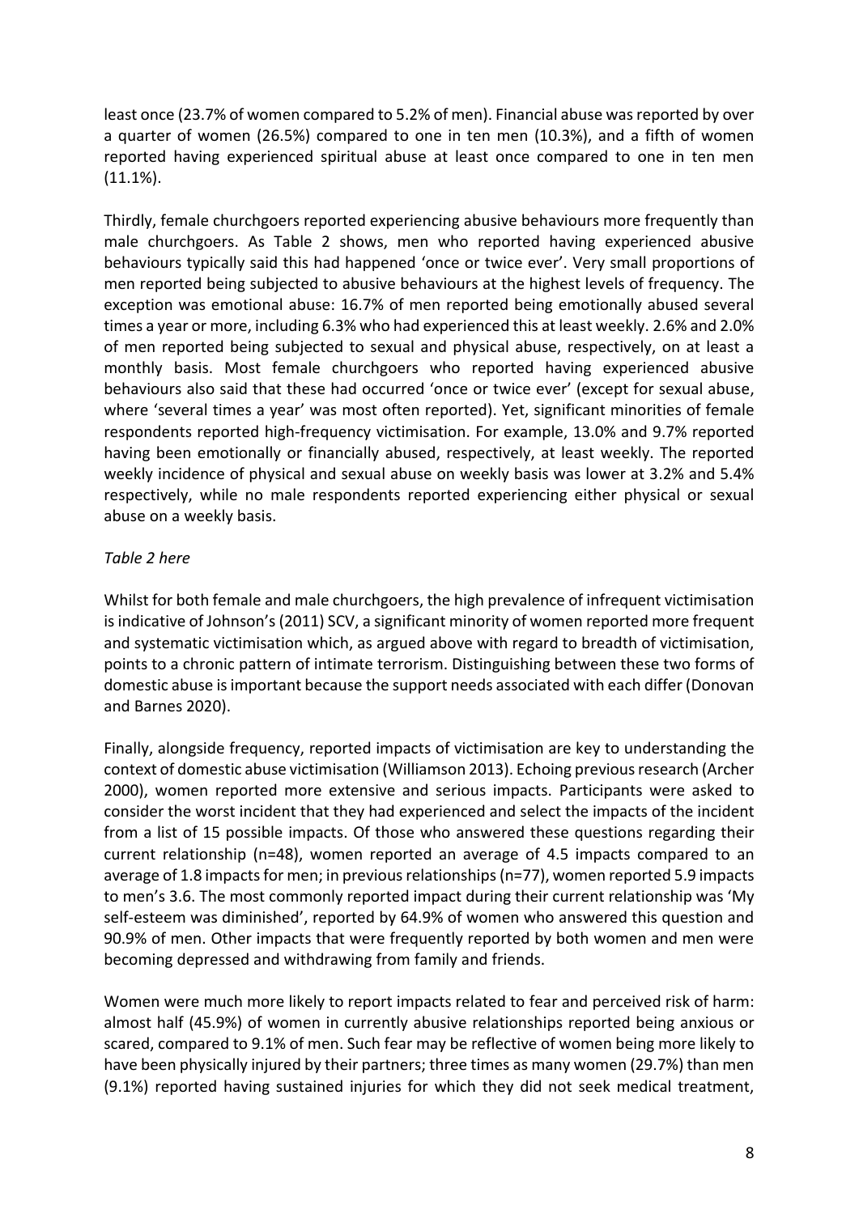least once (23.7% of women compared to 5.2% of men). Financial abuse was reported by over a quarter of women (26.5%) compared to one in ten men (10.3%), and a fifth of women reported having experienced spiritual abuse at least once compared to one in ten men (11.1%).

Thirdly, female churchgoers reported experiencing abusive behaviours more frequently than male churchgoers. As Table 2 shows, men who reported having experienced abusive behaviours typically said this had happened 'once or twice ever'. Very small proportions of men reported being subjected to abusive behaviours at the highest levels of frequency. The exception was emotional abuse: 16.7% of men reported being emotionally abused several times a year or more, including 6.3% who had experienced this at least weekly. 2.6% and 2.0% of men reported being subjected to sexual and physical abuse, respectively, on at least a monthly basis. Most female churchgoers who reported having experienced abusive behaviours also said that these had occurred 'once or twice ever' (except for sexual abuse, where 'several times a year' was most often reported). Yet, significant minorities of female respondents reported high-frequency victimisation. For example, 13.0% and 9.7% reported having been emotionally or financially abused, respectively, at least weekly. The reported weekly incidence of physical and sexual abuse on weekly basis was lower at 3.2% and 5.4% respectively, while no male respondents reported experiencing either physical or sexual abuse on a weekly basis.

*Table 2 here*

Whilst for both female and male churchgoers, the high prevalence of infrequent victimisation is indicative of Johnson's (2011) SCV, a significant minority of women reported more frequent and systematic victimisation which, as argued above with regard to breadth of victimisation, points to a chronic pattern of intimate terrorism. Distinguishing between these two forms of domestic abuse is important because the support needs associated with each differ (Donovan and Barnes 2020).

Finally, alongside frequency, reported impacts of victimisation are key to understanding the context of domestic abuse victimisation (Williamson 2013). Echoing previous research (Archer 2000), women reported more extensive and serious impacts. Participants were asked to consider the worst incident that they had experienced and select the impacts of the incident from a list of 15 possible impacts. Of those who answered these questions regarding their current relationship (n=48), women reported an average of 4.5 impacts compared to an average of 1.8 impacts for men; in previous relationships (n=77), women reported 5.9 impacts to men's 3.6. The most commonly reported impact during their current relationship was 'My self-esteem was diminished', reported by 64.9% of women who answered this question and 90.9% of men. Other impacts that were frequently reported by both women and men were becoming depressed and withdrawing from family and friends.

Women were much more likely to report impacts related to fear and perceived risk of harm: almost half (45.9%) of women in currently abusive relationships reported being anxious or scared, compared to 9.1% of men. Such fear may be reflective of women being more likely to have been physically injured by their partners; three times as many women (29.7%) than men (9.1%) reported having sustained injuries for which they did not seek medical treatment,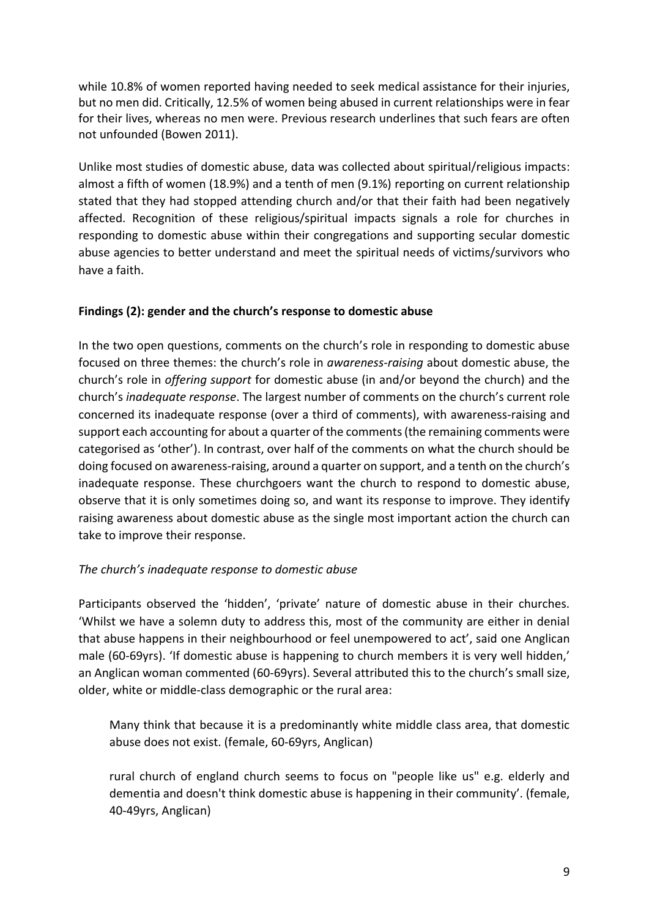while 10.8% of women reported having needed to seek medical assistance for their injuries, but no men did. Critically, 12.5% of women being abused in current relationships were in fear for their lives, whereas no men were. Previous research underlines that such fears are often not unfounded (Bowen 2011).

Unlike most studies of domestic abuse, data was collected about spiritual/religious impacts: almost a fifth of women (18.9%) and a tenth of men (9.1%) reporting on current relationship stated that they had stopped attending church and/or that their faith had been negatively affected. Recognition of these religious/spiritual impacts signals a role for churches in responding to domestic abuse within their congregations and supporting secular domestic abuse agencies to better understand and meet the spiritual needs of victims/survivors who have a faith.

**Findings (2): gender and the church's response to domestic abuse**

In the two open questions, comments on the church's role in responding to domestic abuse focused on three themes: the church's role in *awareness-raising* about domestic abuse, the church's role in *offering support* for domestic abuse (in and/or beyond the church) and the church's *inadequate response*. The largest number of comments on the church's current role concerned its inadequate response (over a third of comments), with awareness-raising and support each accounting for about a quarter of the comments (the remaining comments were categorised as 'other'). In contrast, over half of the comments on what the church should be doing focused on awareness-raising, around a quarter on support, and a tenth on the church's inadequate response. These churchgoers want the church to respond to domestic abuse, observe that it is only sometimes doing so, and want its response to improve. They identify raising awareness about domestic abuse as the single most important action the church can take to improve their response.

*The church's inadequate response to domestic abuse*

Participants observed the 'hidden', 'private' nature of domestic abuse in their churches. 'Whilst we have a solemn duty to address this, most of the community are either in denial that abuse happens in their neighbourhood or feel unempowered to act', said one Anglican male (60-69yrs). 'If domestic abuse is happening to church members it is very well hidden,' an Anglican woman commented (60-69yrs). Several attributed this to the church's small size, older, white or middle-class demographic or the rural area:

> Many think that because it is a predominantly white middle class area, that domestic abuse does not exist. (female, 60-69yrs, Anglican)

> rural church of england church seems to focus on "people like us" e.g. elderly and dementia and doesn't think domestic abuse is happening in their community'. (female, 40-49yrs, Anglican)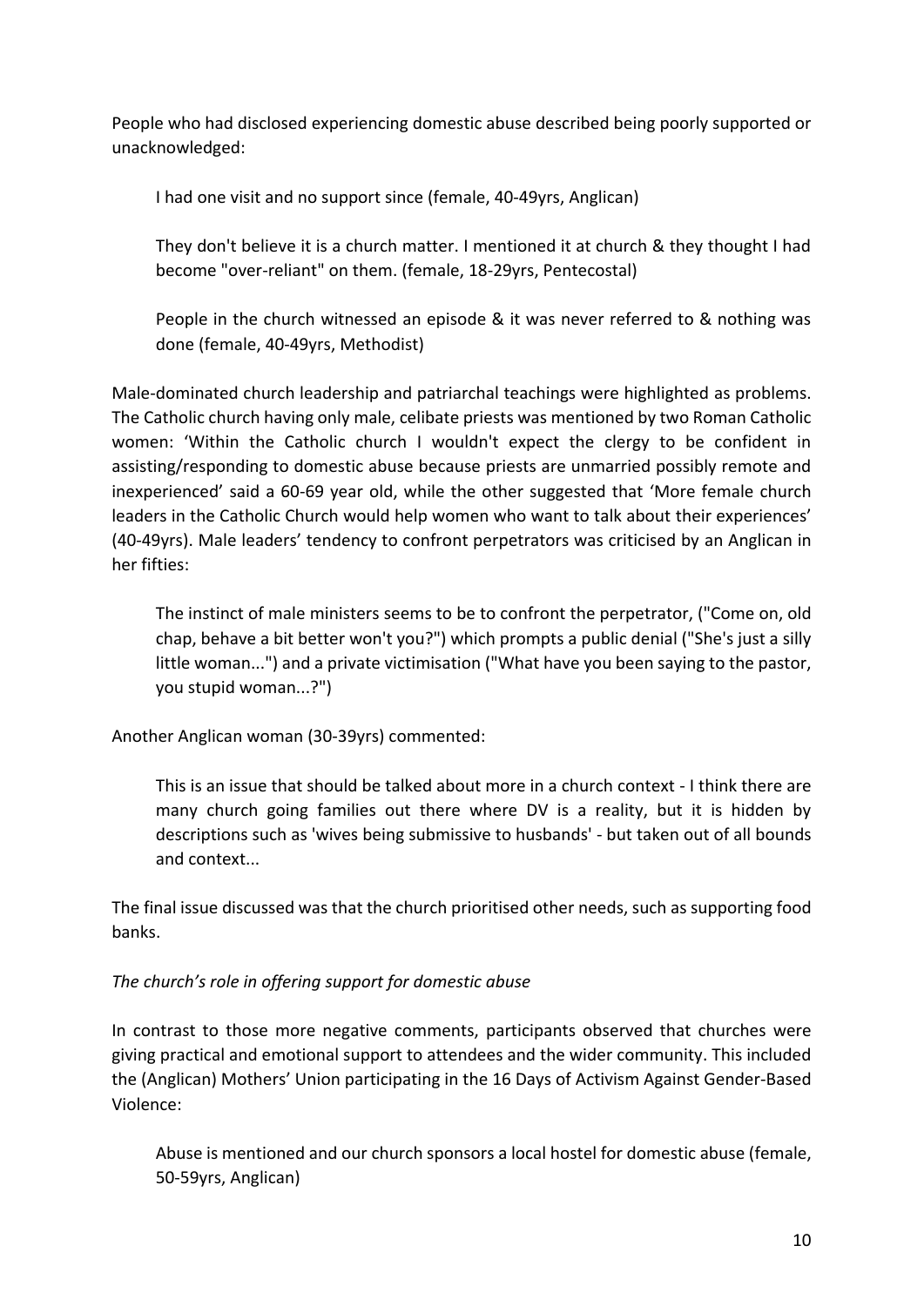People who had disclosed experiencing domestic abuse described being poorly supported or unacknowledged:

> I had one visit and no support since (female, 40-49yrs, Anglican)
>
> They don't believe it is a church matter. I mentioned it at church & they thought I had become "over-reliant" on them. (female, 18-29yrs, Pentecostal)
>
> People in the church witnessed an episode & it was never referred to & nothing was done (female, 40-49yrs, Methodist)

Male-dominated church leadership and patriarchal teachings were highlighted as problems. The Catholic church having only male, celibate priests was mentioned by two Roman Catholic women: 'Within the Catholic church I wouldn't expect the clergy to be confident in assisting/responding to domestic abuse because priests are unmarried possibly remote and inexperienced' said a 60-69 year old, while the other suggested that 'More female church leaders in the Catholic Church would help women who want to talk about their experiences' (40-49yrs). Male leaders' tendency to confront perpetrators was criticised by an Anglican in her fifties:

> The instinct of male ministers seems to be to confront the perpetrator, ("Come on, old chap, behave a bit better won't you?") which prompts a public denial ("She's just a silly little woman...") and a private victimisation ("What have you been saying to the pastor, you stupid woman...?")

Another Anglican woman (30-39yrs) commented:

> This is an issue that should be talked about more in a church context - I think there are many church going families out there where DV is a reality, but it is hidden by descriptions such as 'wives being submissive to husbands' - but taken out of all bounds and context...

The final issue discussed was that the church prioritised other needs, such as supporting food banks.

*The church's role in offering support for domestic abuse*

In contrast to those more negative comments, participants observed that churches were giving practical and emotional support to attendees and the wider community. This included the (Anglican) Mothers' Union participating in the 16 Days of Activism Against Gender-Based Violence:

> Abuse is mentioned and our church sponsors a local hostel for domestic abuse (female, 50-59yrs, Anglican)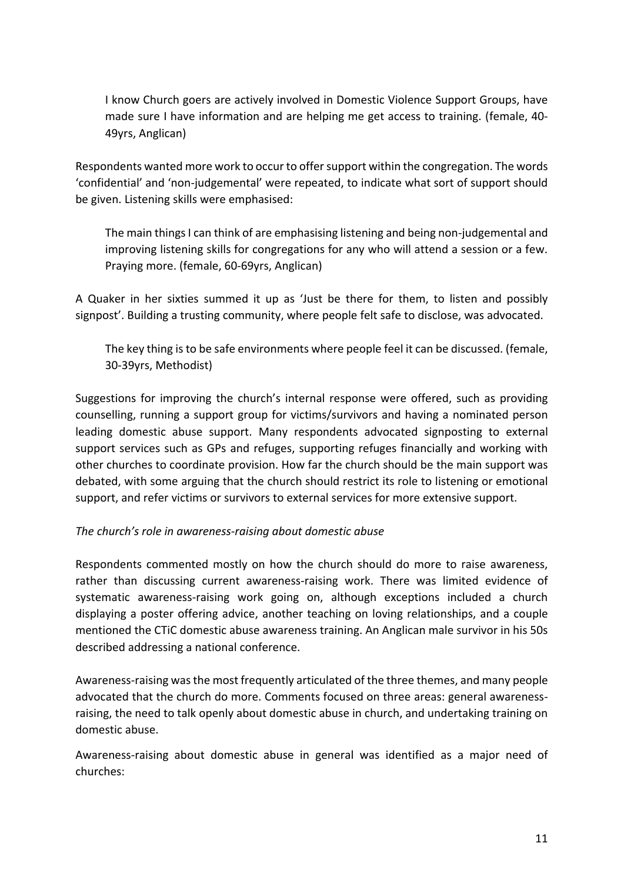> I know Church goers are actively involved in Domestic Violence Support Groups, have made sure I have information and are helping me get access to training. (female, 40-49yrs, Anglican)

Respondents wanted more work to occur to offer support within the congregation. The words 'confidential' and 'non-judgemental' were repeated, to indicate what sort of support should be given. Listening skills were emphasised:

> The main things I can think of are emphasising listening and being non-judgemental and improving listening skills for congregations for any who will attend a session or a few. Praying more. (female, 60-69yrs, Anglican)

A Quaker in her sixties summed it up as 'Just be there for them, to listen and possibly signpost'. Building a trusting community, where people felt safe to disclose, was advocated.

> The key thing is to be safe environments where people feel it can be discussed. (female, 30-39yrs, Methodist)

Suggestions for improving the church's internal response were offered, such as providing counselling, running a support group for victims/survivors and having a nominated person leading domestic abuse support. Many respondents advocated signposting to external support services such as GPs and refuges, supporting refuges financially and working with other churches to coordinate provision. How far the church should be the main support was debated, with some arguing that the church should restrict its role to listening or emotional support, and refer victims or survivors to external services for more extensive support.

*The church's role in awareness-raising about domestic abuse*

Respondents commented mostly on how the church should do more to raise awareness, rather than discussing current awareness-raising work. There was limited evidence of systematic awareness-raising work going on, although exceptions included a church displaying a poster offering advice, another teaching on loving relationships, and a couple mentioned the CTiC domestic abuse awareness training. An Anglican male survivor in his 50s described addressing a national conference.

Awareness-raising was the most frequently articulated of the three themes, and many people advocated that the church do more. Comments focused on three areas: general awareness-raising, the need to talk openly about domestic abuse in church, and undertaking training on domestic abuse.

Awareness-raising about domestic abuse in general was identified as a major need of churches: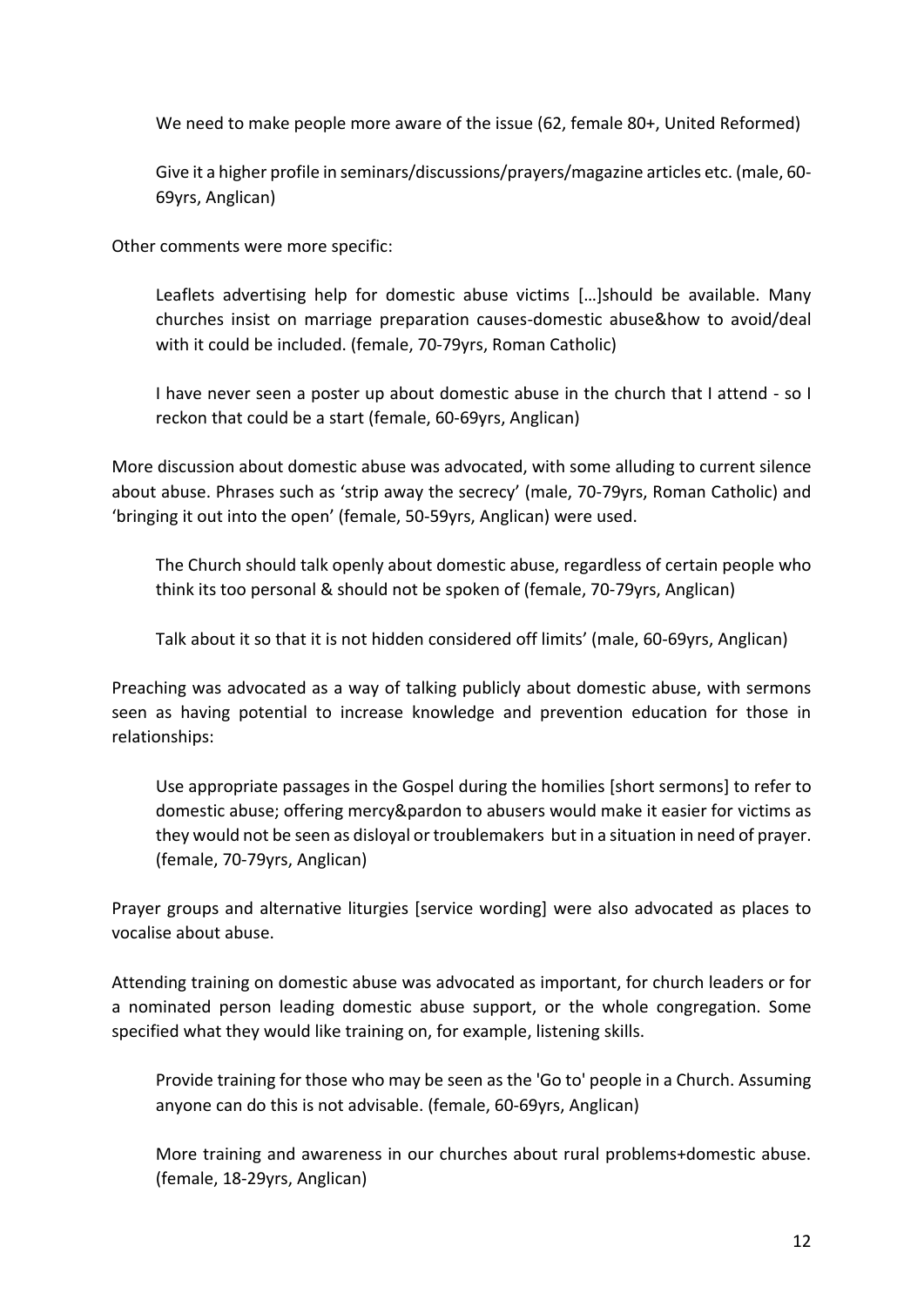> We need to make people more aware of the issue (62, female 80+, United Reformed)

> Give it a higher profile in seminars/discussions/prayers/magazine articles etc. (male, 60-69yrs, Anglican)

Other comments were more specific:

> Leaflets advertising help for domestic abuse victims […]should be available. Many churches insist on marriage preparation causes-domestic abuse&how to avoid/deal with it could be included. (female, 70-79yrs, Roman Catholic)

> I have never seen a poster up about domestic abuse in the church that I attend - so I reckon that could be a start (female, 60-69yrs, Anglican)

More discussion about domestic abuse was advocated, with some alluding to current silence about abuse. Phrases such as 'strip away the secrecy' (male, 70-79yrs, Roman Catholic) and 'bringing it out into the open' (female, 50-59yrs, Anglican) were used.

> The Church should talk openly about domestic abuse, regardless of certain people who think its too personal & should not be spoken of (female, 70-79yrs, Anglican)

> Talk about it so that it is not hidden considered off limits' (male, 60-69yrs, Anglican)

Preaching was advocated as a way of talking publicly about domestic abuse, with sermons seen as having potential to increase knowledge and prevention education for those in relationships:

> Use appropriate passages in the Gospel during the homilies [short sermons] to refer to domestic abuse; offering mercy&pardon to abusers would make it easier for victims as they would not be seen as disloyal or troublemakers but in a situation in need of prayer. (female, 70-79yrs, Anglican)

Prayer groups and alternative liturgies [service wording] were also advocated as places to vocalise about abuse.

Attending training on domestic abuse was advocated as important, for church leaders or for a nominated person leading domestic abuse support, or the whole congregation. Some specified what they would like training on, for example, listening skills.

> Provide training for those who may be seen as the 'Go to' people in a Church. Assuming anyone can do this is not advisable. (female, 60-69yrs, Anglican)

> More training and awareness in our churches about rural problems+domestic abuse. (female, 18-29yrs, Anglican)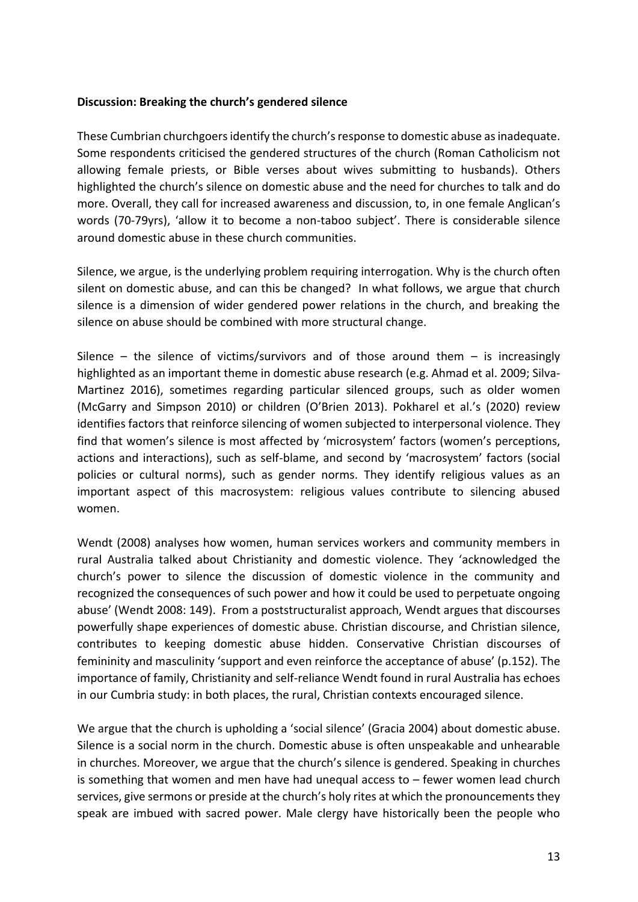**Discussion: Breaking the church's gendered silence**

These Cumbrian churchgoers identify the church's response to domestic abuse as inadequate. Some respondents criticised the gendered structures of the church (Roman Catholicism not allowing female priests, or Bible verses about wives submitting to husbands). Others highlighted the church's silence on domestic abuse and the need for churches to talk and do more. Overall, they call for increased awareness and discussion, to, in one female Anglican's words (70-79yrs), 'allow it to become a non-taboo subject'. There is considerable silence around domestic abuse in these church communities.

Silence, we argue, is the underlying problem requiring interrogation. Why is the church often silent on domestic abuse, and can this be changed? In what follows, we argue that church silence is a dimension of wider gendered power relations in the church, and breaking the silence on abuse should be combined with more structural change.

Silence – the silence of victims/survivors and of those around them – is increasingly highlighted as an important theme in domestic abuse research (e.g. Ahmad et al. 2009; Silva-Martinez 2016), sometimes regarding particular silenced groups, such as older women (McGarry and Simpson 2010) or children (O'Brien 2013). Pokharel et al.'s (2020) review identifies factors that reinforce silencing of women subjected to interpersonal violence. They find that women's silence is most affected by 'microsystem' factors (women's perceptions, actions and interactions), such as self-blame, and second by 'macrosystem' factors (social policies or cultural norms), such as gender norms. They identify religious values as an important aspect of this macrosystem: religious values contribute to silencing abused women.

Wendt (2008) analyses how women, human services workers and community members in rural Australia talked about Christianity and domestic violence. They 'acknowledged the church's power to silence the discussion of domestic violence in the community and recognized the consequences of such power and how it could be used to perpetuate ongoing abuse' (Wendt 2008: 149). From a poststructuralist approach, Wendt argues that discourses powerfully shape experiences of domestic abuse. Christian discourse, and Christian silence, contributes to keeping domestic abuse hidden. Conservative Christian discourses of femininity and masculinity 'support and even reinforce the acceptance of abuse' (p.152). The importance of family, Christianity and self-reliance Wendt found in rural Australia has echoes in our Cumbria study: in both places, the rural, Christian contexts encouraged silence.

We argue that the church is upholding a 'social silence' (Gracia 2004) about domestic abuse. Silence is a social norm in the church. Domestic abuse is often unspeakable and unhearable in churches. Moreover, we argue that the church's silence is gendered. Speaking in churches is something that women and men have had unequal access to – fewer women lead church services, give sermons or preside at the church's holy rites at which the pronouncements they speak are imbued with sacred power. Male clergy have historically been the people who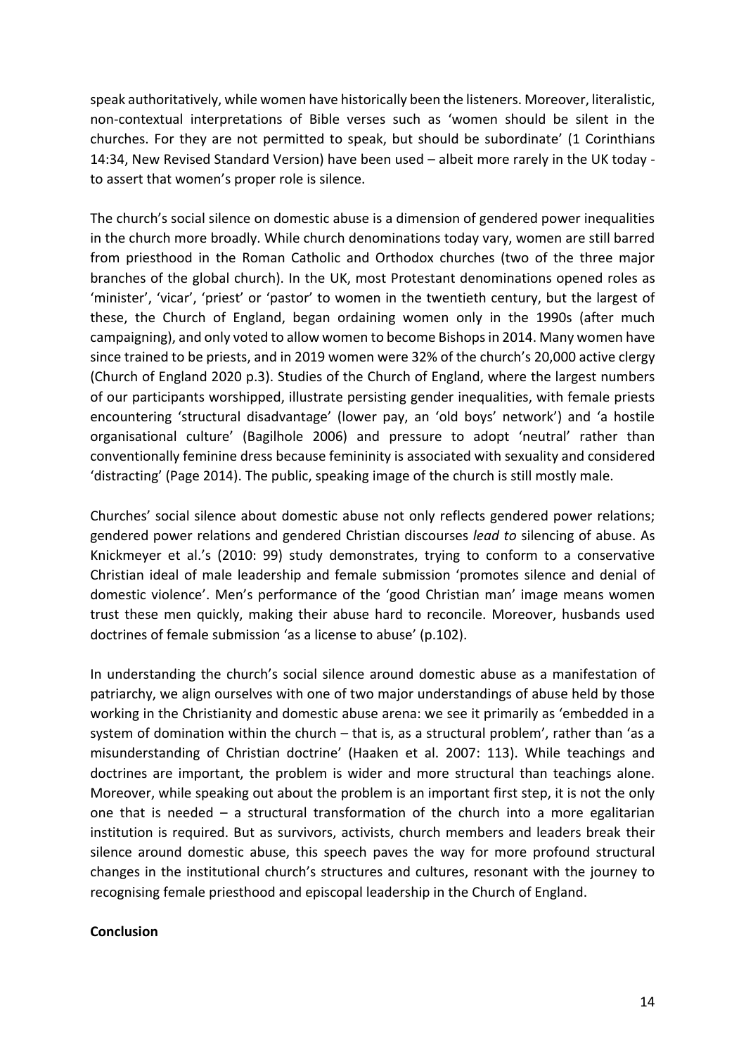speak authoritatively, while women have historically been the listeners. Moreover, literalistic, non-contextual interpretations of Bible verses such as 'women should be silent in the churches. For they are not permitted to speak, but should be subordinate' (1 Corinthians 14:34, New Revised Standard Version) have been used – albeit more rarely in the UK today - to assert that women's proper role is silence.

The church's social silence on domestic abuse is a dimension of gendered power inequalities in the church more broadly. While church denominations today vary, women are still barred from priesthood in the Roman Catholic and Orthodox churches (two of the three major branches of the global church). In the UK, most Protestant denominations opened roles as 'minister', 'vicar', 'priest' or 'pastor' to women in the twentieth century, but the largest of these, the Church of England, began ordaining women only in the 1990s (after much campaigning), and only voted to allow women to become Bishops in 2014. Many women have since trained to be priests, and in 2019 women were 32% of the church's 20,000 active clergy (Church of England 2020 p.3). Studies of the Church of England, where the largest numbers of our participants worshipped, illustrate persisting gender inequalities, with female priests encountering 'structural disadvantage' (lower pay, an 'old boys' network') and 'a hostile organisational culture' (Bagilhole 2006) and pressure to adopt 'neutral' rather than conventionally feminine dress because femininity is associated with sexuality and considered 'distracting' (Page 2014). The public, speaking image of the church is still mostly male.

Churches' social silence about domestic abuse not only reflects gendered power relations; gendered power relations and gendered Christian discourses *lead to* silencing of abuse. As Knickmeyer et al.'s (2010: 99) study demonstrates, trying to conform to a conservative Christian ideal of male leadership and female submission 'promotes silence and denial of domestic violence'. Men's performance of the 'good Christian man' image means women trust these men quickly, making their abuse hard to reconcile. Moreover, husbands used doctrines of female submission 'as a license to abuse' (p.102).

In understanding the church's social silence around domestic abuse as a manifestation of patriarchy, we align ourselves with one of two major understandings of abuse held by those working in the Christianity and domestic abuse arena: we see it primarily as 'embedded in a system of domination within the church – that is, as a structural problem', rather than 'as a misunderstanding of Christian doctrine' (Haaken et al. 2007: 113). While teachings and doctrines are important, the problem is wider and more structural than teachings alone. Moreover, while speaking out about the problem is an important first step, it is not the only one that is needed – a structural transformation of the church into a more egalitarian institution is required. But as survivors, activists, church members and leaders break their silence around domestic abuse, this speech paves the way for more profound structural changes in the institutional church's structures and cultures, resonant with the journey to recognising female priesthood and episcopal leadership in the Church of England.

## Conclusion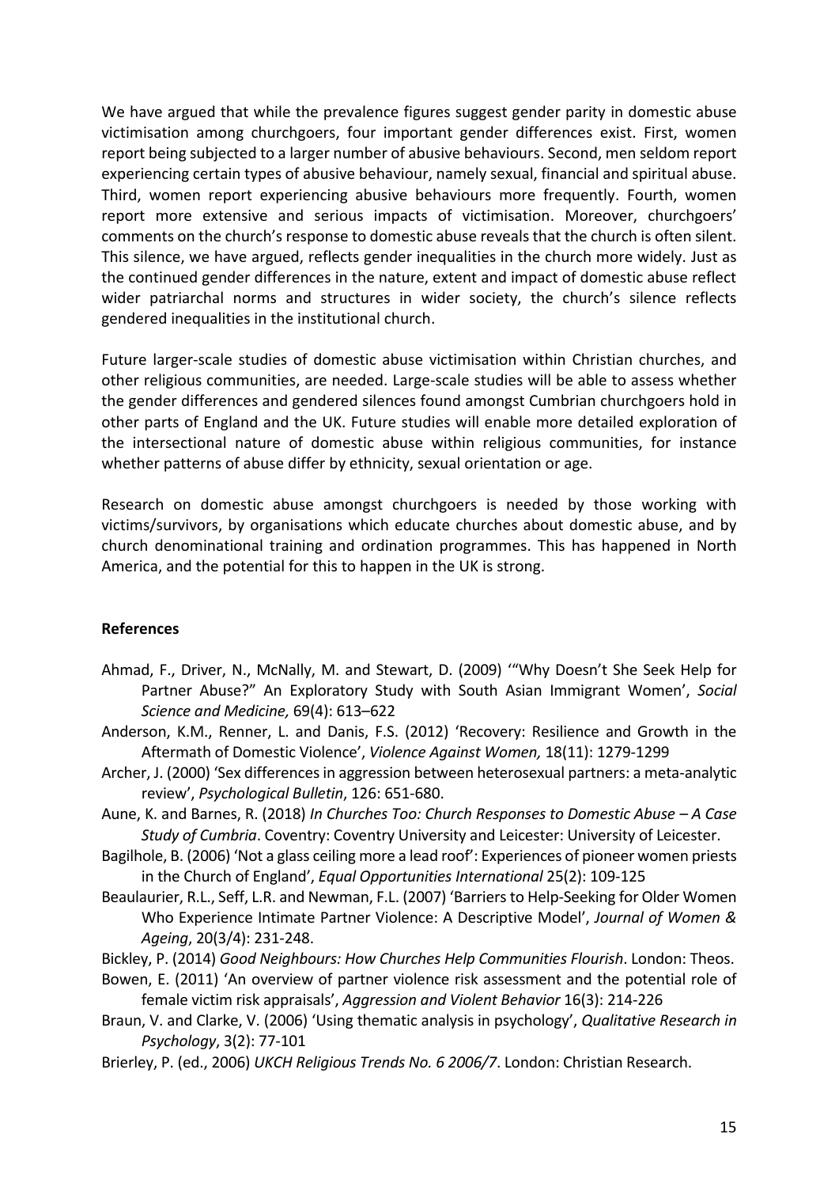We have argued that while the prevalence figures suggest gender parity in domestic abuse victimisation among churchgoers, four important gender differences exist. First, women report being subjected to a larger number of abusive behaviours. Second, men seldom report experiencing certain types of abusive behaviour, namely sexual, financial and spiritual abuse. Third, women report experiencing abusive behaviours more frequently. Fourth, women report more extensive and serious impacts of victimisation. Moreover, churchgoers' comments on the church's response to domestic abuse reveals that the church is often silent. This silence, we have argued, reflects gender inequalities in the church more widely. Just as the continued gender differences in the nature, extent and impact of domestic abuse reflect wider patriarchal norms and structures in wider society, the church's silence reflects gendered inequalities in the institutional church.

Future larger-scale studies of domestic abuse victimisation within Christian churches, and other religious communities, are needed. Large-scale studies will be able to assess whether the gender differences and gendered silences found amongst Cumbrian churchgoers hold in other parts of England and the UK. Future studies will enable more detailed exploration of the intersectional nature of domestic abuse within religious communities, for instance whether patterns of abuse differ by ethnicity, sexual orientation or age.

Research on domestic abuse amongst churchgoers is needed by those working with victims/survivors, by organisations which educate churches about domestic abuse, and by church denominational training and ordination programmes. This has happened in North America, and the potential for this to happen in the UK is strong.

**References**

Ahmad, F., Driver, N., McNally, M. and Stewart, D. (2009) '"Why Doesn't She Seek Help for Partner Abuse?" An Exploratory Study with South Asian Immigrant Women', *Social Science and Medicine,* 69(4): 613–622

Anderson, K.M., Renner, L. and Danis, F.S. (2012) 'Recovery: Resilience and Growth in the Aftermath of Domestic Violence', *Violence Against Women,* 18(11): 1279-1299

Archer, J. (2000) 'Sex differences in aggression between heterosexual partners: a meta-analytic review', *Psychological Bulletin*, 126: 651-680.

Aune, K. and Barnes, R. (2018) *In Churches Too: Church Responses to Domestic Abuse – A Case Study of Cumbria*. Coventry: Coventry University and Leicester: University of Leicester.

Bagilhole, B. (2006) 'Not a glass ceiling more a lead roof': Experiences of pioneer women priests in the Church of England', *Equal Opportunities International* 25(2): 109-125

Beaulaurier, R.L., Seff, L.R. and Newman, F.L. (2007) 'Barriers to Help-Seeking for Older Women Who Experience Intimate Partner Violence: A Descriptive Model', *Journal of Women & Ageing*, 20(3/4): 231-248.

Bickley, P. (2014) *Good Neighbours: How Churches Help Communities Flourish*. London: Theos.

Bowen, E. (2011) 'An overview of partner violence risk assessment and the potential role of female victim risk appraisals', *Aggression and Violent Behavior* 16(3): 214-226

Braun, V. and Clarke, V. (2006) 'Using thematic analysis in psychology', *Qualitative Research in Psychology*, 3(2): 77-101

Brierley, P. (ed., 2006) *UKCH Religious Trends No. 6 2006/7*. London: Christian Research.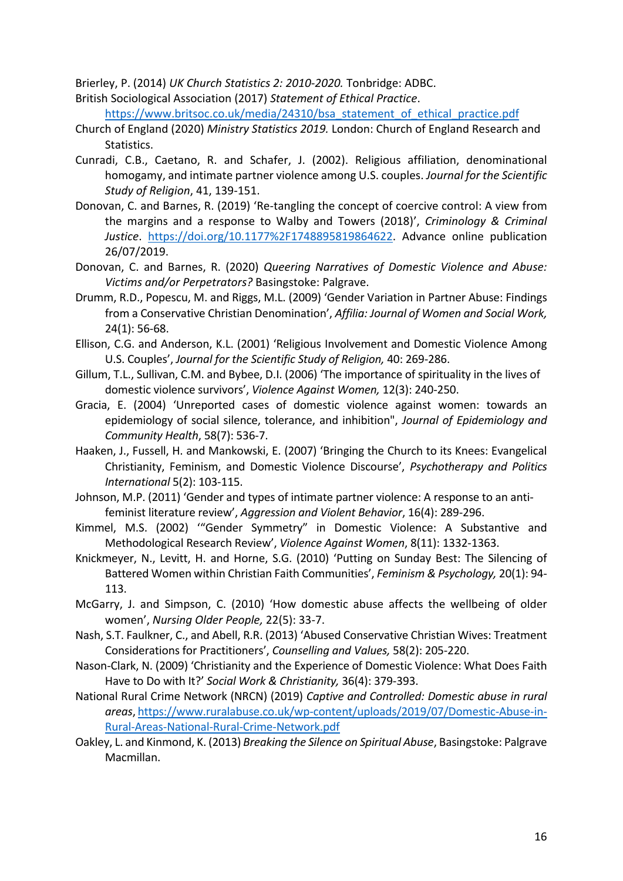Brierley, P. (2014) *UK Church Statistics 2: 2010-2020.* Tonbridge: ADBC.

British Sociological Association (2017) *Statement of Ethical Practice*. https://www.britsoc.co.uk/media/24310/bsa_statement_of_ethical_practice.pdf

Church of England (2020) *Ministry Statistics 2019.* London: Church of England Research and Statistics.

Cunradi, C.B., Caetano, R. and Schafer, J. (2002). Religious affiliation, denominational homogamy, and intimate partner violence among U.S. couples. *Journal for the Scientific Study of Religion*, 41, 139-151.

Donovan, C. and Barnes, R. (2019) 'Re-tangling the concept of coercive control: A view from the margins and a response to Walby and Towers (2018)', *Criminology & Criminal Justice*. https://doi.org/10.1177%2F1748895819864622. Advance online publication 26/07/2019.

Donovan, C. and Barnes, R. (2020) *Queering Narratives of Domestic Violence and Abuse: Victims and/or Perpetrators?* Basingstoke: Palgrave.

Drumm, R.D., Popescu, M. and Riggs, M.L. (2009) 'Gender Variation in Partner Abuse: Findings from a Conservative Christian Denomination', *Affilia: Journal of Women and Social Work,* 24(1): 56-68.

Ellison, C.G. and Anderson, K.L. (2001) 'Religious Involvement and Domestic Violence Among U.S. Couples', *Journal for the Scientific Study of Religion,* 40: 269-286.

Gillum, T.L., Sullivan, C.M. and Bybee, D.I. (2006) 'The importance of spirituality in the lives of domestic violence survivors', *Violence Against Women,* 12(3): 240-250.

Gracia, E. (2004) 'Unreported cases of domestic violence against women: towards an epidemiology of social silence, tolerance, and inhibition", *Journal of Epidemiology and Community Health*, 58(7): 536-7.

Haaken, J., Fussell, H. and Mankowski, E. (2007) 'Bringing the Church to its Knees: Evangelical Christianity, Feminism, and Domestic Violence Discourse', *Psychotherapy and Politics International* 5(2): 103-115.

Johnson, M.P. (2011) 'Gender and types of intimate partner violence: A response to an anti-feminist literature review', *Aggression and Violent Behavior*, 16(4): 289-296.

Kimmel, M.S. (2002) '"Gender Symmetry" in Domestic Violence: A Substantive and Methodological Research Review', *Violence Against Women*, 8(11): 1332-1363.

Knickmeyer, N., Levitt, H. and Horne, S.G. (2010) 'Putting on Sunday Best: The Silencing of Battered Women within Christian Faith Communities', *Feminism & Psychology,* 20(1): 94-113.

McGarry, J. and Simpson, C. (2010) 'How domestic abuse affects the wellbeing of older women', *Nursing Older People,* 22(5): 33-7.

Nash, S.T. Faulkner, C., and Abell, R.R. (2013) 'Abused Conservative Christian Wives: Treatment Considerations for Practitioners', *Counselling and Values,* 58(2): 205-220.

Nason-Clark, N. (2009) 'Christianity and the Experience of Domestic Violence: What Does Faith Have to Do with It?' *Social Work & Christianity,* 36(4): 379-393.

National Rural Crime Network (NRCN) (2019) *Captive and Controlled: Domestic abuse in rural areas*, https://www.ruralabuse.co.uk/wp-content/uploads/2019/07/Domestic-Abuse-in-Rural-Areas-National-Rural-Crime-Network.pdf

Oakley, L. and Kinmond, K. (2013) *Breaking the Silence on Spiritual Abuse*, Basingstoke: Palgrave Macmillan.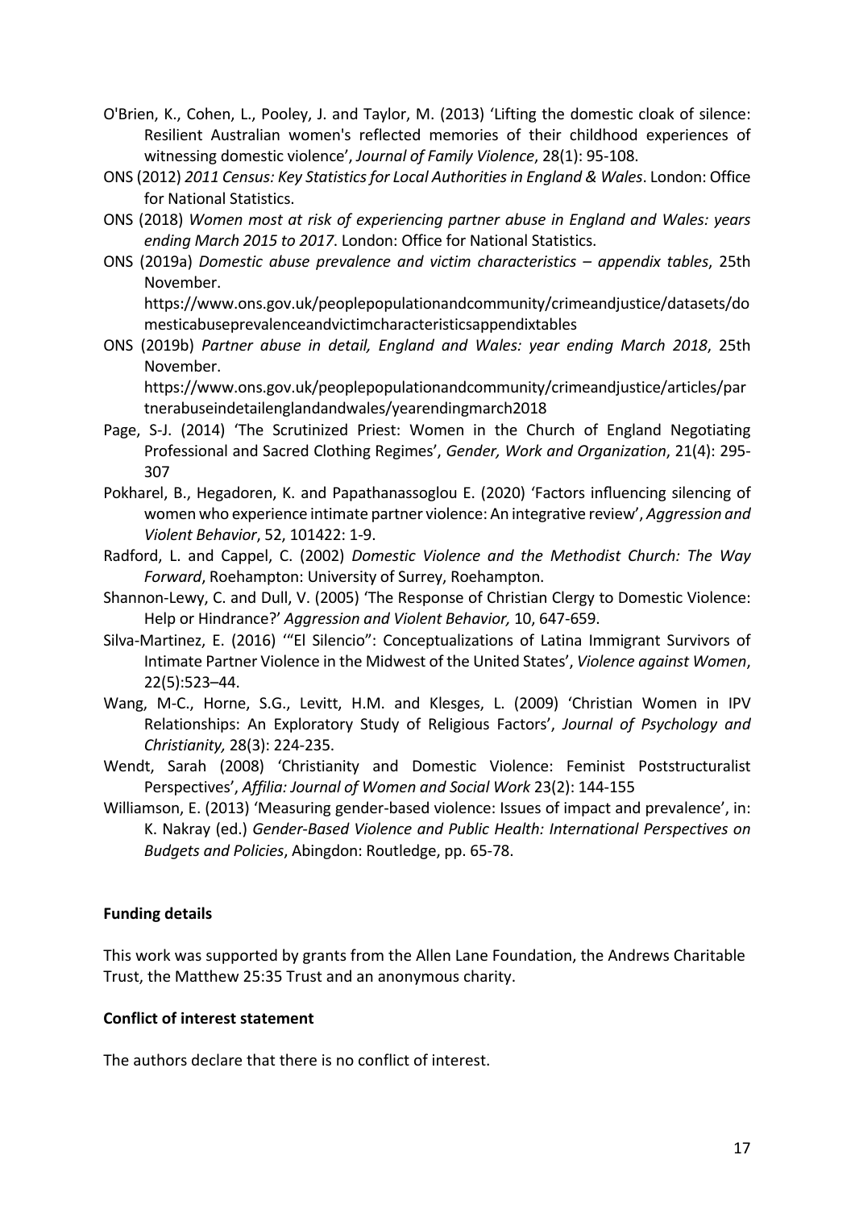O'Brien, K., Cohen, L., Pooley, J. and Taylor, M. (2013) 'Lifting the domestic cloak of silence: Resilient Australian women's reflected memories of their childhood experiences of witnessing domestic violence', *Journal of Family Violence*, 28(1): 95-108.

ONS (2012) *2011 Census: Key Statistics for Local Authorities in England & Wales*. London: Office for National Statistics.

ONS (2018) *Women most at risk of experiencing partner abuse in England and Wales: years ending March 2015 to 2017*. London: Office for National Statistics.

ONS (2019a) *Domestic abuse prevalence and victim characteristics – appendix tables*, 25th November. https://www.ons.gov.uk/peoplepopulationandcommunity/crimeandjustice/datasets/domesticabuseprevalenceandvictimcharacteristicsappendixtables

ONS (2019b) *Partner abuse in detail, England and Wales: year ending March 2018*, 25th November. https://www.ons.gov.uk/peoplepopulationandcommunity/crimeandjustice/articles/partnerabuseindetailenglandandwales/yearendingmarch2018

Page, S-J. (2014) 'The Scrutinized Priest: Women in the Church of England Negotiating Professional and Sacred Clothing Regimes', *Gender, Work and Organization*, 21(4): 295-307

Pokharel, B., Hegadoren, K. and Papathanassoglou E. (2020) 'Factors influencing silencing of women who experience intimate partner violence: An integrative review', *Aggression and Violent Behavior*, 52, 101422: 1-9.

Radford, L. and Cappel, C. (2002) *Domestic Violence and the Methodist Church: The Way Forward*, Roehampton: University of Surrey, Roehampton.

Shannon-Lewy, C. and Dull, V. (2005) 'The Response of Christian Clergy to Domestic Violence: Help or Hindrance?' *Aggression and Violent Behavior,* 10, 647-659.

Silva-Martinez, E. (2016) '"El Silencio": Conceptualizations of Latina Immigrant Survivors of Intimate Partner Violence in the Midwest of the United States', *Violence against Women*, 22(5):523–44.

Wang, M-C., Horne, S.G., Levitt, H.M. and Klesges, L. (2009) 'Christian Women in IPV Relationships: An Exploratory Study of Religious Factors', *Journal of Psychology and Christianity,* 28(3): 224-235.

Wendt, Sarah (2008) 'Christianity and Domestic Violence: Feminist Poststructuralist Perspectives', *Affilia: Journal of Women and Social Work* 23(2): 144-155

Williamson, E. (2013) 'Measuring gender-based violence: Issues of impact and prevalence', in: K. Nakray (ed.) *Gender-Based Violence and Public Health: International Perspectives on Budgets and Policies*, Abingdon: Routledge, pp. 65-78.

**Funding details**

This work was supported by grants from the Allen Lane Foundation, the Andrews Charitable Trust, the Matthew 25:35 Trust and an anonymous charity.

**Conflict of interest statement**

The authors declare that there is no conflict of interest.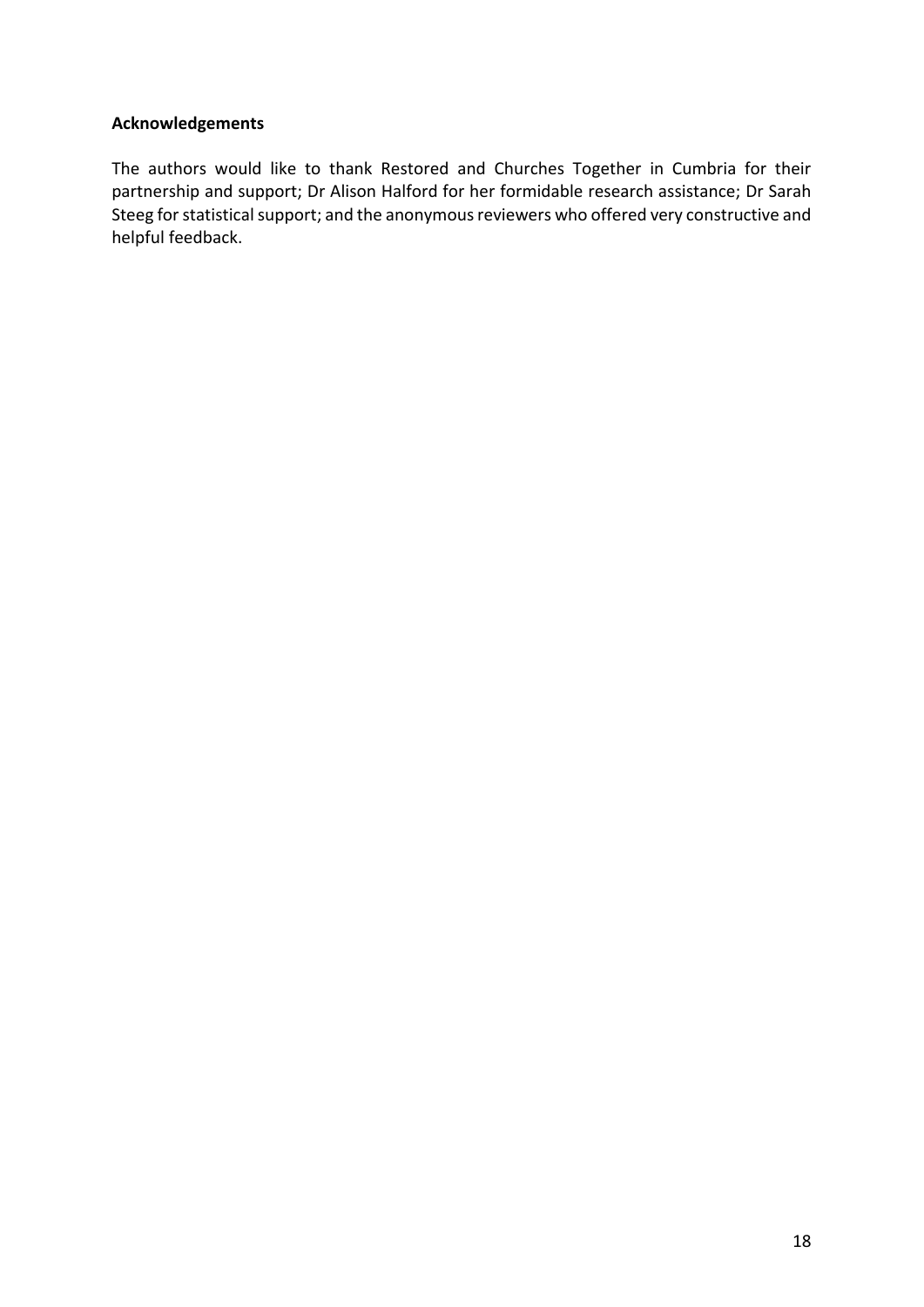**Acknowledgements**

The authors would like to thank Restored and Churches Together in Cumbria for their partnership and support; Dr Alison Halford for her formidable research assistance; Dr Sarah Steeg for statistical support; and the anonymous reviewers who offered very constructive and helpful feedback.